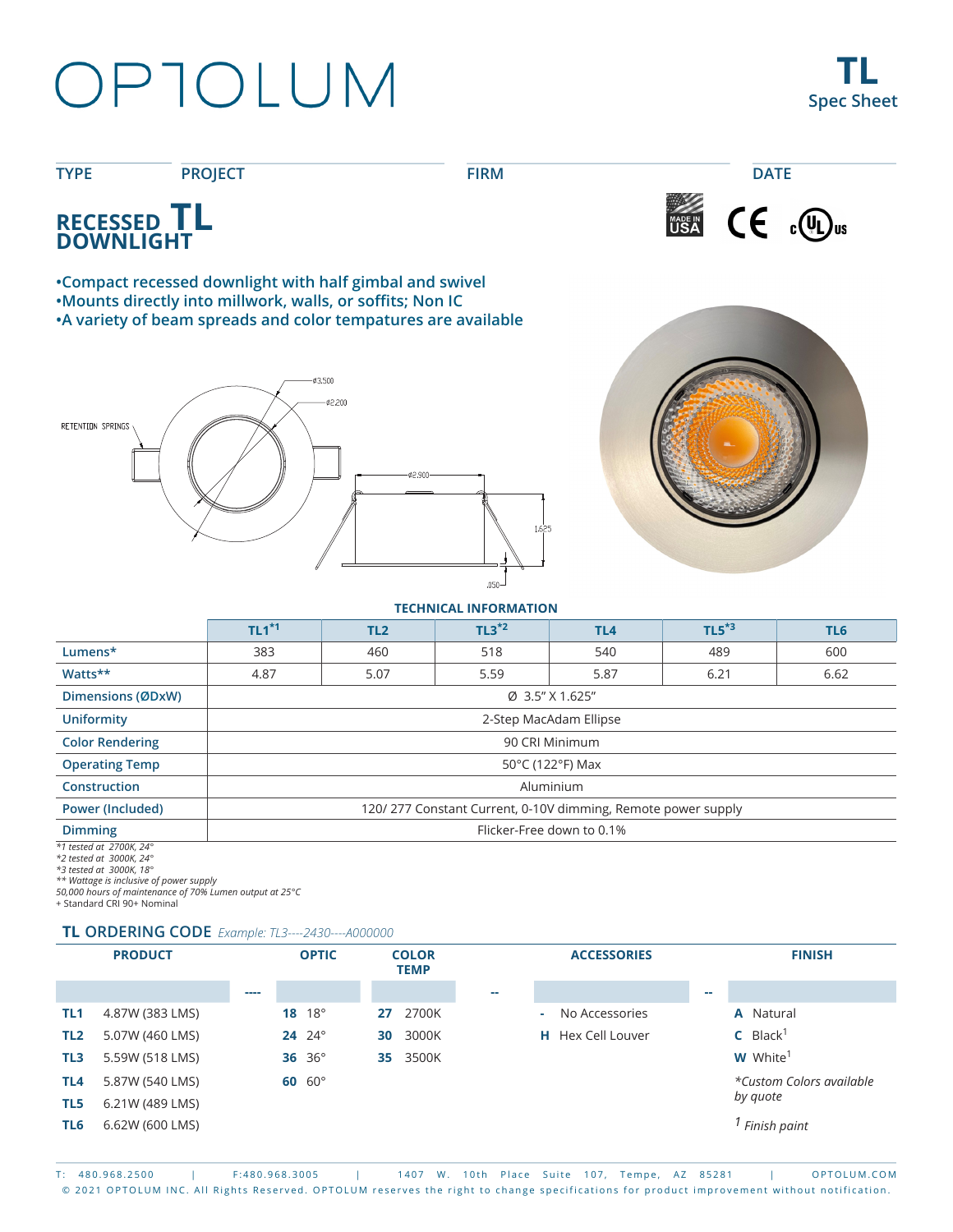# OPTOLUM

**TL**
**Spec Sheet**

| TYPE | PROJECT | FIRM | DATE |
|---|---|---|---|
| | | | |

## RECESSED TL DOWNLIGHT

- •Compact recessed downlight with half gimbal and swivel
- •Mounts directly into millwork, walls, or soffits; Non IC
- •A variety of beam spreads and color tempatures are available

RETENTION SPRINGS

Ø3.500
Ø2.200
Ø2.900
1.625
.050

### TECHNICAL INFORMATION

| | TL1*1 | TL2 | TL3*2 | TL4 | TL5*3 | TL6 |
|---|---|---|---|---|---|---|
| Lumens* | 383 | 460 | 518 | 540 | 489 | 600 |
| Watts** | 4.87 | 5.07 | 5.59 | 5.87 | 6.21 | 6.62 |
| Dimensions (ØDxW) | Ø 3.5" X 1.625" | | | | | |
| Uniformity | 2-Step MacAdam Ellipse | | | | | |
| Color Rendering | 90 CRI Minimum | | | | | |
| Operating Temp | 50°C (122°F) Max | | | | | |
| Construction | Aluminium | | | | | |
| Power (Included) | 120/ 277 Constant Current, 0-10V dimming, Remote power supply | | | | | |
| Dimming | Flicker-Free down to 0.1% | | | | | |

*\*1 tested at 2700K, 24°*
*\*2 tested at 3000K, 24°*
*\*3 tested at 3000K, 18°*
*\*\* Wattage is inclusive of power supply*
*50,000 hours of maintenance of 70% Lumen output at 25°C*
+ Standard CRI 90+ Nominal

### TL ORDERING CODE *Example: TL3----2430----A000000*

| PRODUCT | | OPTIC | COLOR TEMP | | ACCESSORIES | | FINISH |
|---|---|---|---|---|---|---|---|
| | ---- | | | -- | | -- | |
| **TL1** 4.87W (383 LMS) | | **18** 18° | **27** 2700K | | **-** No Accessories | | **A** Natural |
| **TL2** 5.07W (460 LMS) | | **24** 24° | **30** 3000K | | **H** Hex Cell Louver | | **C** Black[1] |
| **TL3** 5.59W (518 LMS) | | **36** 36° | **35** 3500K | | | | **W** White[1] |
| **TL4** 5.87W (540 LMS) | | **60** 60° | | | | | *\*Custom Colors available by quote* |
| **TL5** 6.21W (489 LMS) | | | | | | | |
| **TL6** 6.62W (600 LMS) | | | | | | | *[1] Finish paint* |

T: 480.968.2500 | F:480.968.3005 | 1407 W. 10th Place Suite 107, Tempe, AZ 85281 | OPTOLUM.COM
© 2021 OPTOLUM INC. All Rights Reserved. OPTOLUM reserves the right to change specifications for product improvement without notification.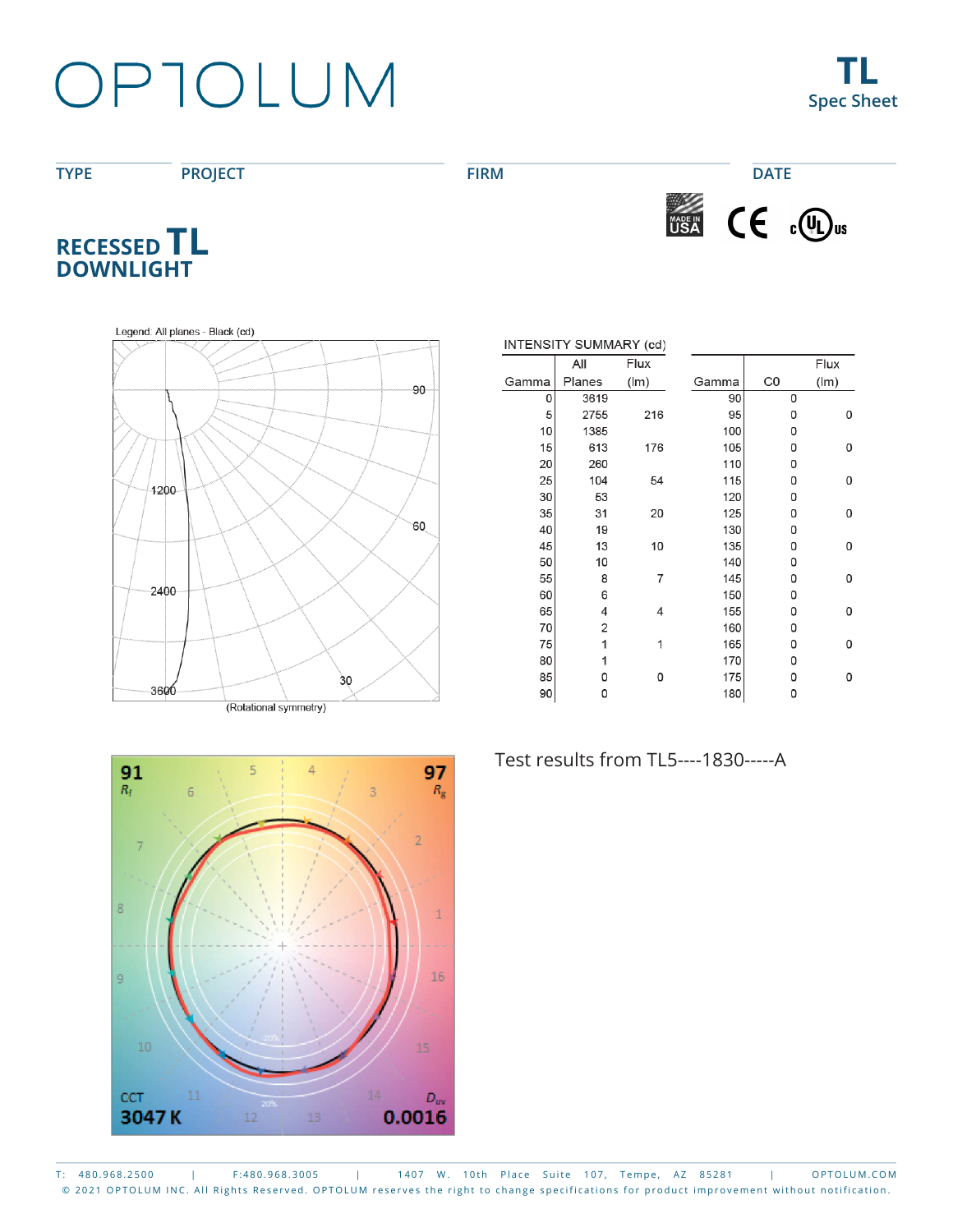OPTOLUM

**TL**
Spec Sheet

| TYPE | PROJECT | FIRM | DATE |
|---|---|---|---|

MADE IN USA

# RECESSED TL DOWNLIGHT

Legend: All planes - Black (cd)

90
60
30
1200
2400
3600

(Rotational symmetry)

INTENSITY SUMMARY (cd)

| Gamma | All Planes | Flux (lm) | Gamma | C0 | Flux (lm) |
|---|---|---|---|---|---|
| 0 | 3619 | | 90 | 0 | |
| 5 | 2755 | 216 | 95 | 0 | 0 |
| 10 | 1385 | | 100 | 0 | |
| 15 | 613 | 176 | 105 | 0 | 0 |
| 20 | 260 | | 110 | 0 | |
| 25 | 104 | 54 | 115 | 0 | 0 |
| 30 | 53 | | 120 | 0 | |
| 35 | 31 | 20 | 125 | 0 | 0 |
| 40 | 19 | | 130 | 0 | |
| 45 | 13 | 10 | 135 | 0 | 0 |
| 50 | 10 | | 140 | 0 | |
| 55 | 8 | 7 | 145 | 0 | 0 |
| 60 | 6 | | 150 | 0 | |
| 65 | 4 | 4 | 155 | 0 | 0 |
| 70 | 2 | | 160 | 0 | |
| 75 | 1 | 1 | 165 | 0 | 0 |
| 80 | 1 | | 170 | 0 | |
| 85 | 0 | 0 | 175 | 0 | 0 |
| 90 | 0 | | 180 | 0 | |

91
$R_f$

97
$R_g$

CCT
3047 K

$D_{uv}$
0.0016

Test results from TL5----1830-----A

T: 480.968.2500 | F:480.968.3005 | 1407 W. 10th Place Suite 107, Tempe, AZ 85281 | OPTOLUM.COM

© 2021 OPTOLUM INC. All Rights Reserved. OPTOLUM reserves the right to change specifications for product improvement without notification.